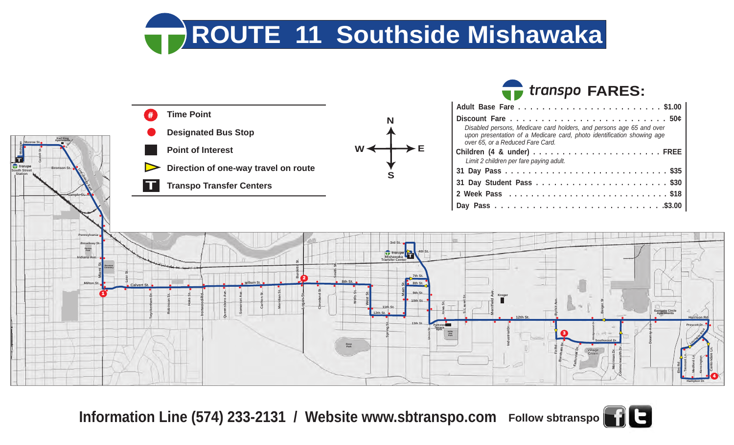# ROUTE 11 Southside Mishawaka

- **#** Time Point
- **Designated Bus Stop**
- **Point of Interest**
- **Direction of one-way travel on route**
- **Transpo Transfer Centers**

## transpo FARES:

| | |
|---|---|
| Adult Base Fare | $1.00 |
| Discount Fare | 50¢ |
| *Disabled persons, Medicare card holders, and persons age 65 and over upon presentation of a Medicare card, photo identification showing age over 65, or a Reduced Fare Card.* | |
| Children (4 & under) | FREE |
| *Limit 2 children per fare paying adult.* | |
| 31 Day Pass | $35 |
| 31 Day Student Pass | $30 |
| 2 Week Pass | $18 |
| Day Pass | $3.00 |

**Information Line (574) 233-2131 / Website www.sbtranspo.com** Follow sbtranspo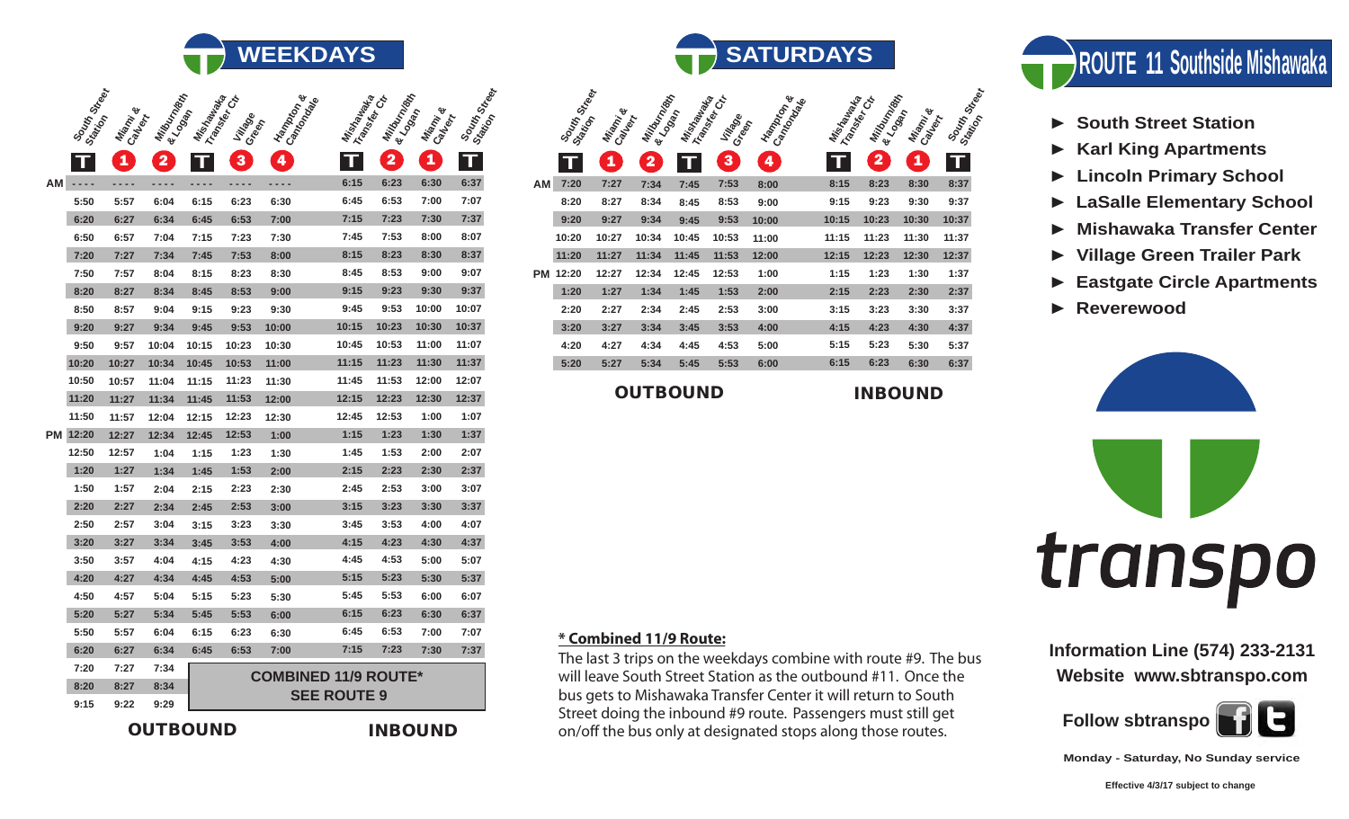# ROUTE 11 Southside Mishawaka

- ► South Street Station
- ► Karl King Apartments
- ► Lincoln Primary School
- ► LaSalle Elementary School
- ► Mishawaka Transfer Center
- ► Village Green Trailer Park
- ► Eastgate Circle Apartments
- ► Reverewood

## WEEKDAYS

| | South Street Station (T) | Miami & Calvert (1) | Millburn/8th & Logan (2) | Mishawaka Transfer Ctr (T) | Village Green (3) | Hampton & Cantondale (4) | Mishawaka Transfer Ctr (T) | Millburn/8th & Logan (2) | Miami & Calvert (1) | South Street Station (T) |
|---|---|---|---|---|---|---|---|---|---|---|
| | OUTBOUND | | | | | | INBOUND | | | |
| AM | ---- | ---- | ---- | ---- | ---- | ---- | 6:15 | 6:23 | 6:30 | 6:37 |
| | 5:50 | 5:57 | 6:04 | 6:15 | 6:23 | 6:30 | 6:45 | 6:53 | 7:00 | 7:07 |
| | 6:20 | 6:27 | 6:34 | 6:45 | 6:53 | 7:00 | 7:15 | 7:23 | 7:30 | 7:37 |
| | 6:50 | 6:57 | 7:04 | 7:15 | 7:23 | 7:30 | 7:45 | 7:53 | 8:00 | 8:07 |
| | 7:20 | 7:27 | 7:34 | 7:45 | 7:53 | 8:00 | 8:15 | 8:23 | 8:30 | 8:37 |
| | 7:50 | 7:57 | 8:04 | 8:15 | 8:23 | 8:30 | 8:45 | 8:53 | 9:00 | 9:07 |
| | 8:20 | 8:27 | 8:34 | 8:45 | 8:53 | 9:00 | 9:15 | 9:23 | 9:30 | 9:37 |
| | 8:50 | 8:57 | 9:04 | 9:15 | 9:23 | 9:30 | 9:45 | 9:53 | 10:00 | 10:07 |
| | 9:20 | 9:27 | 9:34 | 9:45 | 9:53 | 10:00 | 10:15 | 10:23 | 10:30 | 10:37 |
| | 9:50 | 9:57 | 10:04 | 10:15 | 10:23 | 10:30 | 10:45 | 10:53 | 11:00 | 11:07 |
| | 10:20 | 10:27 | 10:34 | 10:45 | 10:53 | 11:00 | 11:15 | 11:23 | 11:30 | 11:37 |
| | 10:50 | 10:57 | 11:04 | 11:15 | 11:23 | 11:30 | 11:45 | 11:53 | 12:00 | 12:07 |
| | 11:20 | 11:27 | 11:34 | 11:45 | 11:53 | 12:00 | 12:15 | 12:23 | 12:30 | 12:37 |
| | 11:50 | 11:57 | 12:04 | 12:15 | 12:23 | 12:30 | 12:45 | 12:53 | 1:00 | 1:07 |
| PM | 12:20 | 12:27 | 12:34 | 12:45 | 12:53 | 1:00 | 1:15 | 1:23 | 1:30 | 1:37 |
| | 12:50 | 12:57 | 1:04 | 1:15 | 1:23 | 1:30 | 1:45 | 1:53 | 2:00 | 2:07 |
| | 1:20 | 1:27 | 1:34 | 1:45 | 1:53 | 2:00 | 2:15 | 2:23 | 2:30 | 2:37 |
| | 1:50 | 1:57 | 2:04 | 2:15 | 2:23 | 2:30 | 2:45 | 2:53 | 3:00 | 3:07 |
| | 2:20 | 2:27 | 2:34 | 2:45 | 2:53 | 3:00 | 3:15 | 3:23 | 3:30 | 3:37 |
| | 2:50 | 2:57 | 3:04 | 3:15 | 3:23 | 3:30 | 3:45 | 3:53 | 4:00 | 4:07 |
| | 3:20 | 3:27 | 3:34 | 3:45 | 3:53 | 4:00 | 4:15 | 4:23 | 4:30 | 4:37 |
| | 3:50 | 3:57 | 4:04 | 4:15 | 4:23 | 4:30 | 4:45 | 4:53 | 5:00 | 5:07 |
| | 4:20 | 4:27 | 4:34 | 4:45 | 4:53 | 5:00 | 5:15 | 5:23 | 5:30 | 5:37 |
| | 4:50 | 4:57 | 5:04 | 5:15 | 5:23 | 5:30 | 5:45 | 5:53 | 6:00 | 6:07 |
| | 5:20 | 5:27 | 5:34 | 5:45 | 5:53 | 6:00 | 6:15 | 6:23 | 6:30 | 6:37 |
| | 5:50 | 5:57 | 6:04 | 6:15 | 6:23 | 6:30 | 6:45 | 6:53 | 7:00 | 7:07 |
| | 6:20 | 6:27 | 6:34 | 6:45 | 6:53 | 7:00 | 7:15 | 7:23 | 7:30 | 7:37 |
| | 7:20 | 7:27 | 7:34 | COMBINED 11/9 ROUTE* SEE ROUTE 9 | | | | | | |
| | 8:20 | 8:27 | 8:34 | | | | | | | |
| | 9:15 | 9:22 | 9:29 | | | | | | | |

## SATURDAYS

| | South Street Station (T) | Miami & Calvert (1) | Millburn/8th & Logan (2) | Mishawaka Transfer Ctr (T) | Village Green (3) | Hampton & Cantondale (4) | Mishawaka Transfer Ctr (T) | Millburn/8th & Logan (2) | Miami & Calvert (1) | South Street Station (T) |
|---|---|---|---|---|---|---|---|---|---|---|
| | OUTBOUND | | | | | | INBOUND | | | |
| AM | 7:20 | 7:27 | 7:34 | 7:45 | 7:53 | 8:00 | 8:15 | 8:23 | 8:30 | 8:37 |
| | 8:20 | 8:27 | 8:34 | 8:45 | 8:53 | 9:00 | 9:15 | 9:23 | 9:30 | 9:37 |
| | 9:20 | 9:27 | 9:34 | 9:45 | 9:53 | 10:00 | 10:15 | 10:23 | 10:30 | 10:37 |
| | 10:20 | 10:27 | 10:34 | 10:45 | 10:53 | 11:00 | 11:15 | 11:23 | 11:30 | 11:37 |
| | 11:20 | 11:27 | 11:34 | 11:45 | 11:53 | 12:00 | 12:15 | 12:23 | 12:30 | 12:37 |
| PM | 12:20 | 12:27 | 12:34 | 12:45 | 12:53 | 1:00 | 1:15 | 1:23 | 1:30 | 1:37 |
| | 1:20 | 1:27 | 1:34 | 1:45 | 1:53 | 2:00 | 2:15 | 2:23 | 2:30 | 2:37 |
| | 2:20 | 2:27 | 2:34 | 2:45 | 2:53 | 3:00 | 3:15 | 3:23 | 3:30 | 3:37 |
| | 3:20 | 3:27 | 3:34 | 3:45 | 3:53 | 4:00 | 4:15 | 4:23 | 4:30 | 4:37 |
| | 4:20 | 4:27 | 4:34 | 4:45 | 4:53 | 5:00 | 5:15 | 5:23 | 5:30 | 5:37 |
| | 5:20 | 5:27 | 5:34 | 5:45 | 5:53 | 6:00 | 6:15 | 6:23 | 6:30 | 6:37 |

**\* Combined 11/9 Route:**

The last 3 trips on the weekdays combine with route #9. The bus will leave South Street Station as the outbound #11. Once the bus gets to Mishawaka Transfer Center it will return to South Street doing the inbound #9 route. Passengers must still get on/off the bus only at designated stops along those routes.

transpo

**Information Line (574) 233-2131**
**Website www.sbtranspo.com**

**Follow sbtranspo**

**Monday - Saturday, No Sunday service**

**Effective 4/3/17 subject to change**